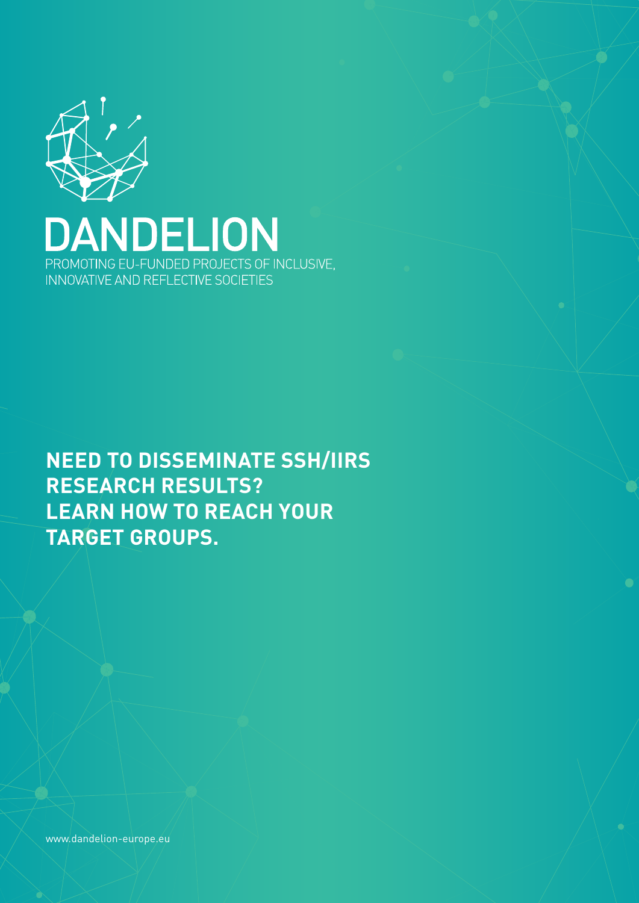# DANDELION

PROMOTING EU-FUNDED PROJECTS OF INCLUSIVE, INNOVATIVE AND REFLECTIVE SOCIETIES

## NEED TO DISSEMINATE SSH/IIRS RESEARCH RESULTS? LEARN HOW TO REACH YOUR TARGET GROUPS.

www.dandelion-europe.eu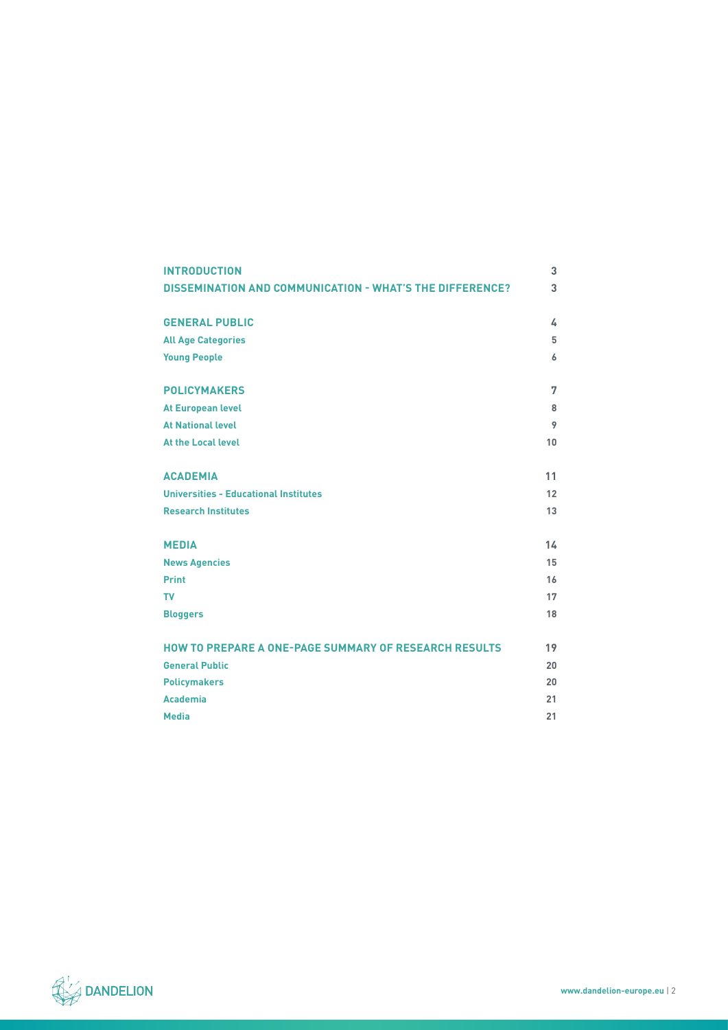| | |
|---|---|
| **INTRODUCTION** | 3 |
| **DISSEMINATION AND COMMUNICATION - WHAT'S THE DIFFERENCE?** | 3 |
| **GENERAL PUBLIC** | 4 |
| All Age Categories | 5 |
| Young People | 6 |
| **POLICYMAKERS** | 7 |
| At European level | 8 |
| At National level | 9 |
| At the Local level | 10 |
| **ACADEMIA** | 11 |
| Universities - Educational Institutes | 12 |
| Research Institutes | 13 |
| **MEDIA** | 14 |
| News Agencies | 15 |
| Print | 16 |
| TV | 17 |
| Bloggers | 18 |
| **HOW TO PREPARE A ONE-PAGE SUMMARY OF RESEARCH RESULTS** | 19 |
| General Public | 20 |
| Policymakers | 20 |
| Academia | 21 |
| Media | 21 |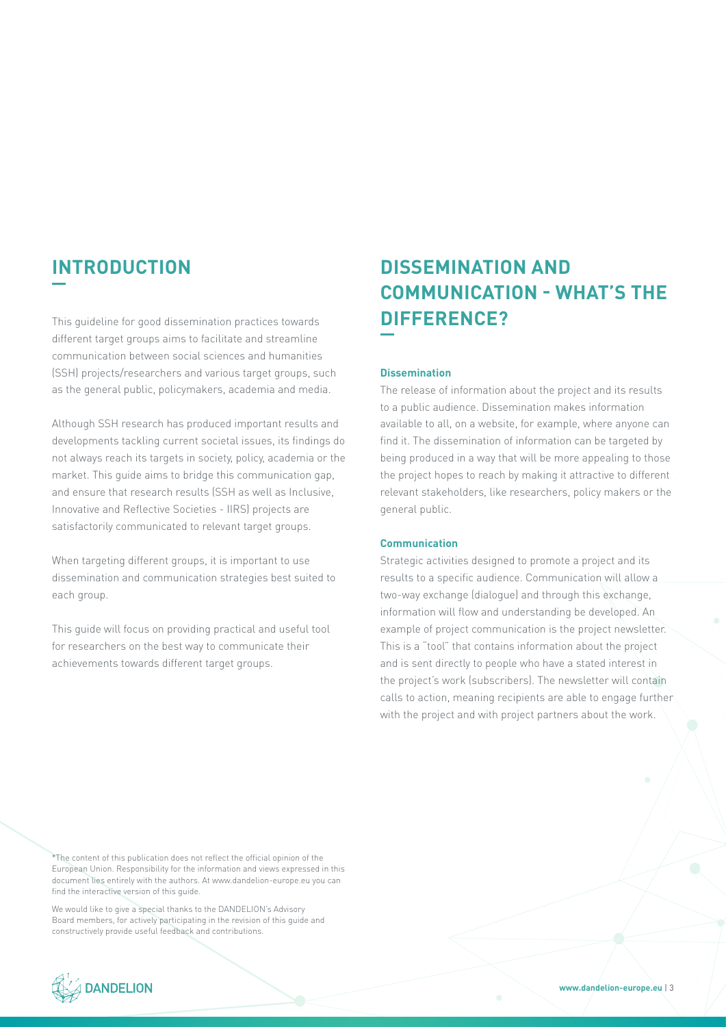## INTRODUCTION

This guideline for good dissemination practices towards different target groups aims to facilitate and streamline communication between social sciences and humanities (SSH) projects/researchers and various target groups, such as the general public, policymakers, academia and media.

Although SSH research has produced important results and developments tackling current societal issues, its findings do not always reach its targets in society, policy, academia or the market. This guide aims to bridge this communication gap, and ensure that research results (SSH as well as Inclusive, Innovative and Reflective Societies - IIRS) projects are satisfactorily communicated to relevant target groups.

When targeting different groups, it is important to use dissemination and communication strategies best suited to each group.

This guide will focus on providing practical and useful tool for researchers on the best way to communicate their achievements towards different target groups.

## DISSEMINATION AND COMMUNICATION - WHAT'S THE DIFFERENCE?

**Dissemination**

The release of information about the project and its results to a public audience. Dissemination makes information available to all, on a website, for example, where anyone can find it. The dissemination of information can be targeted by being produced in a way that will be more appealing to those the project hopes to reach by making it attractive to different relevant stakeholders, like researchers, policy makers or the general public.

**Communication**

Strategic activities designed to promote a project and its results to a specific audience. Communication will allow a two-way exchange (dialogue) and through this exchange, information will flow and understanding be developed. An example of project communication is the project newsletter. This is a "tool" that contains information about the project and is sent directly to people who have a stated interest in the project's work (subscribers). The newsletter will contain calls to action, meaning recipients are able to engage further with the project and with project partners about the work.

*The content of this publication does not reflect the official opinion of the European Union. Responsibility for the information and views expressed in this document lies entirely with the authors. At www.dandelion-europe.eu you can find the interactive version of this guide.

We would like to give a special thanks to the DANDELION's Advisory Board members, for actively participating in the revision of this guide and constructively provide useful feedback and contributions.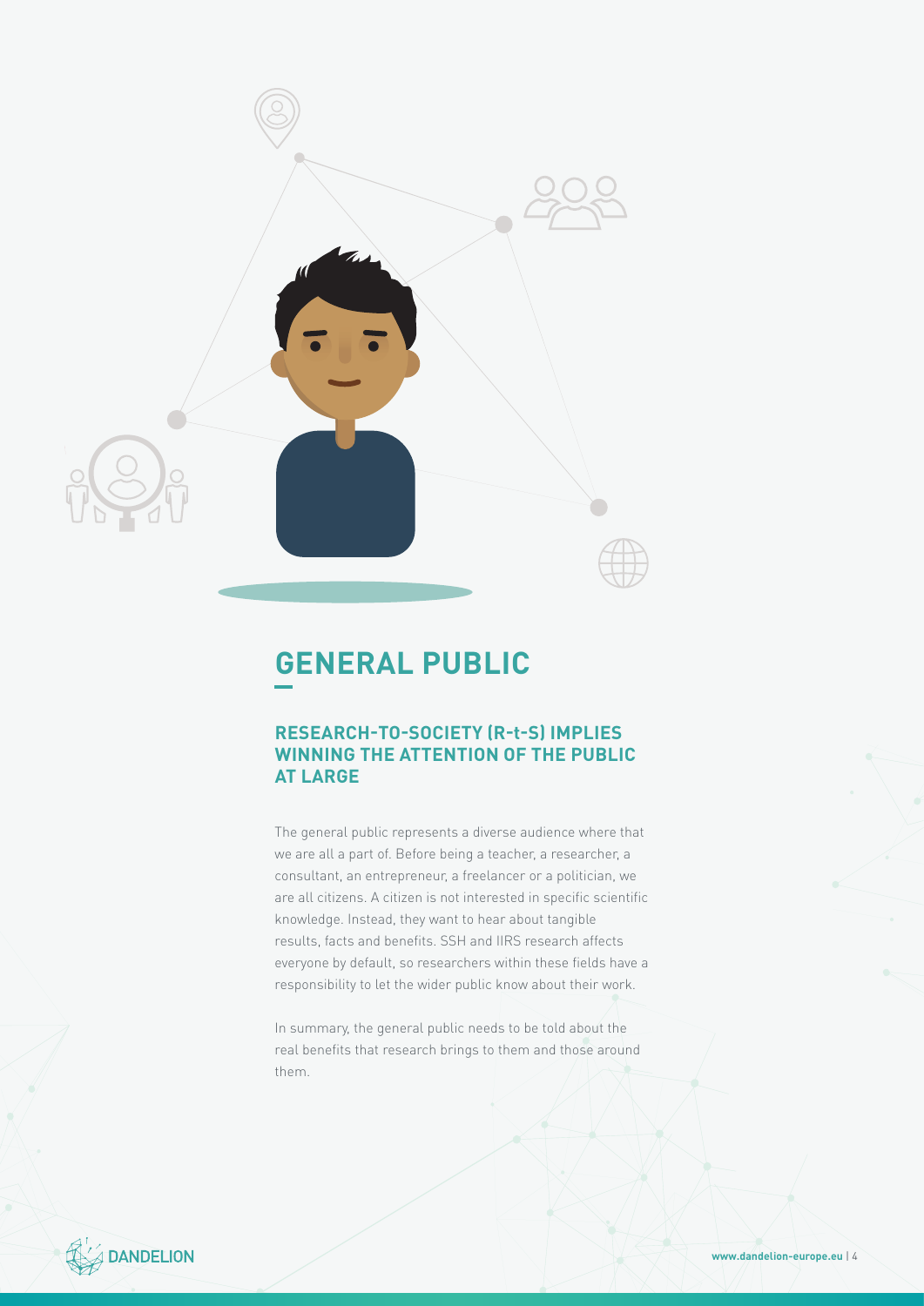# GENERAL PUBLIC

## RESEARCH-TO-SOCIETY (R-t-S) IMPLIES WINNING THE ATTENTION OF THE PUBLIC AT LARGE

The general public represents a diverse audience where that we are all a part of. Before being a teacher, a researcher, a consultant, an entrepreneur, a freelancer or a politician, we are all citizens. A citizen is not interested in specific scientific knowledge. Instead, they want to hear about tangible results, facts and benefits. SSH and IIRS research affects everyone by default, so researchers within these fields have a responsibility to let the wider public know about their work.

In summary, the general public needs to be told about the real benefits that research brings to them and those around them.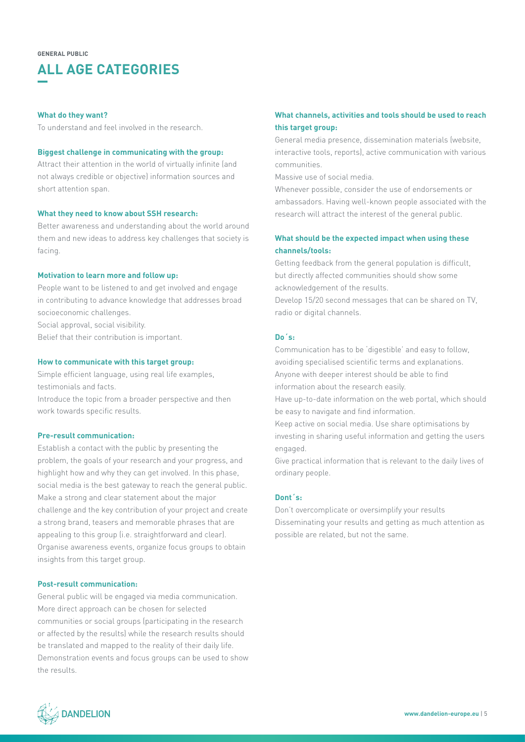GENERAL PUBLIC

# ALL AGE CATEGORIES

**What do they want?**

To understand and feel involved in the research.

**Biggest challenge in communicating with the group:**

Attract their attention in the world of virtually infinite (and not always credible or objective) information sources and short attention span.

**What they need to know about SSH research:**

Better awareness and understanding about the world around them and new ideas to address key challenges that society is facing.

**Motivation to learn more and follow up:**

People want to be listened to and get involved and engage in contributing to advance knowledge that addresses broad socioeconomic challenges.
Social approval, social visibility.
Belief that their contribution is important.

**How to communicate with this target group:**

Simple efficient language, using real life examples, testimonials and facts.
Introduce the topic from a broader perspective and then work towards specific results.

**Pre-result communication:**

Establish a contact with the public by presenting the problem, the goals of your research and your progress, and highlight how and why they can get involved. In this phase, social media is the best gateway to reach the general public. Make a strong and clear statement about the major challenge and the key contribution of your project and create a strong brand, teasers and memorable phrases that are appealing to this group (i.e. straightforward and clear). Organise awareness events, organize focus groups to obtain insights from this target group.

**Post-result communication:**

General public will be engaged via media communication. More direct approach can be chosen for selected communities or social groups (participating in the research or affected by the results) while the research results should be translated and mapped to the reality of their daily life. Demonstration events and focus groups can be used to show the results.

**What channels, activities and tools should be used to reach this target group:**

General media presence, dissemination materials (website, interactive tools, reports), active communication with various communities.
Massive use of social media.
Whenever possible, consider the use of endorsements or ambassadors. Having well-known people associated with the research will attract the interest of the general public.

**What should be the expected impact when using these channels/tools:**

Getting feedback from the general population is difficult, but directly affected communities should show some acknowledgement of the results.
Develop 15/20 second messages that can be shared on TV, radio or digital channels.

**Do´s:**

Communication has to be 'digestible' and easy to follow, avoiding specialised scientific terms and explanations.
Anyone with deeper interest should be able to find information about the research easily.
Have up-to-date information on the web portal, which should be easy to navigate and find information.
Keep active on social media. Use share optimisations by investing in sharing useful information and getting the users engaged.
Give practical information that is relevant to the daily lives of ordinary people.

**Dont´s:**

Don't overcomplicate or oversimplify your results
Disseminating your results and getting as much attention as possible are related, but not the same.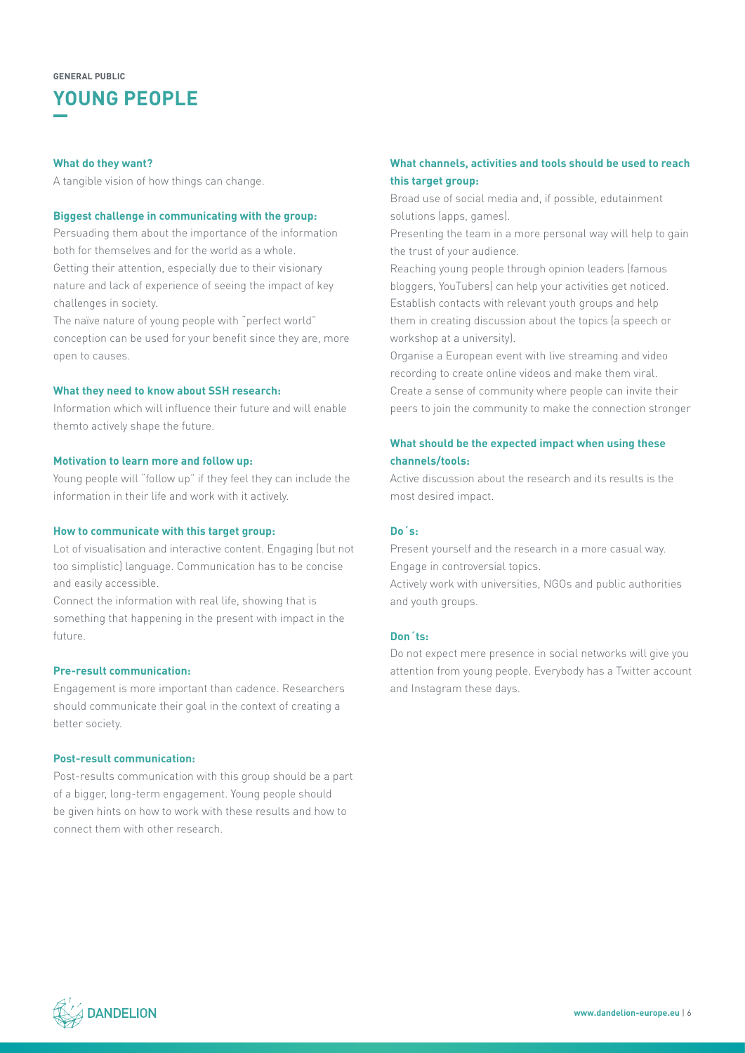GENERAL PUBLIC

# YOUNG PEOPLE

**What do they want?**

A tangible vision of how things can change.

**Biggest challenge in communicating with the group:**

Persuading them about the importance of the information both for themselves and for the world as a whole.
Getting their attention, especially due to their visionary nature and lack of experience of seeing the impact of key challenges in society.
The naïve nature of young people with "perfect world" conception can be used for your benefit since they are, more open to causes.

**What they need to know about SSH research:**

Information which will influence their future and will enable themto actively shape the future.

**Motivation to learn more and follow up:**

Young people will "follow up" if they feel they can include the information in their life and work with it actively.

**How to communicate with this target group:**

Lot of visualisation and interactive content. Engaging (but not too simplistic) language. Communication has to be concise and easily accessible.
Connect the information with real life, showing that is something that happening in the present with impact in the future.

**Pre-result communication:**

Engagement is more important than cadence. Researchers should communicate their goal in the context of creating a better society.

**Post-result communication:**

Post-results communication with this group should be a part of a bigger, long-term engagement. Young people should be given hints on how to work with these results and how to connect them with other research.

**What channels, activities and tools should be used to reach this target group:**

Broad use of social media and, if possible, edutainment solutions (apps, games).
Presenting the team in a more personal way will help to gain the trust of your audience.
Reaching young people through opinion leaders (famous bloggers, YouTubers) can help your activities get noticed.
Establish contacts with relevant youth groups and help them in creating discussion about the topics (a speech or workshop at a university).
Organise a European event with live streaming and video recording to create online videos and make them viral.
Create a sense of community where people can invite their peers to join the community to make the connection stronger

**What should be the expected impact when using these channels/tools:**

Active discussion about the research and its results is the most desired impact.

**Do´s:**

Present yourself and the research in a more casual way.
Engage in controversial topics.
Actively work with universities, NGOs and public authorities and youth groups.

**Don´ts:**

Do not expect mere presence in social networks will give you attention from young people. Everybody has a Twitter account and Instagram these days.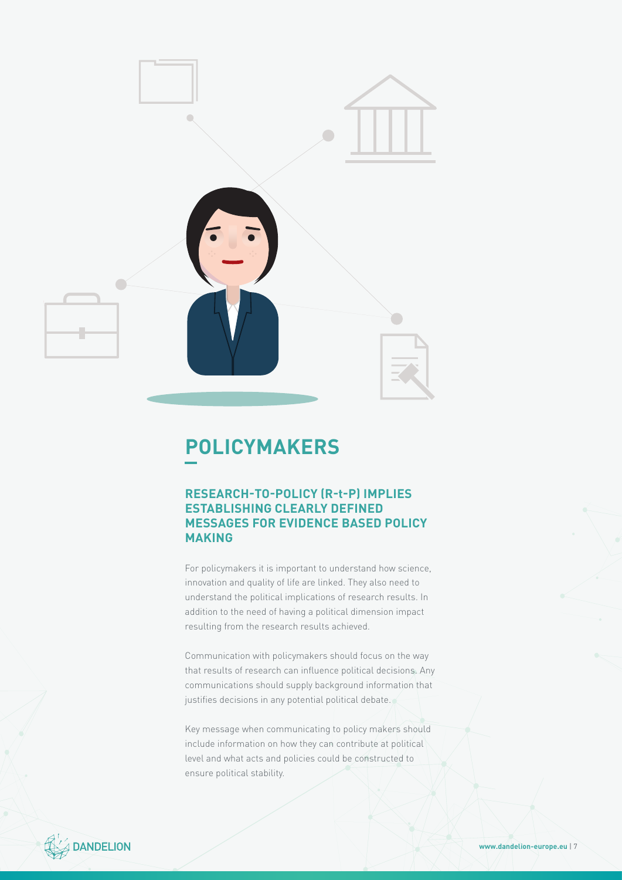# POLICYMAKERS

## RESEARCH-TO-POLICY (R-t-P) IMPLIES ESTABLISHING CLEARLY DEFINED MESSAGES FOR EVIDENCE BASED POLICY MAKING

For policymakers it is important to understand how science, innovation and quality of life are linked. They also need to understand the political implications of research results. In addition to the need of having a political dimension impact resulting from the research results achieved.

Communication with policymakers should focus on the way that results of research can influence political decisions. Any communications should supply background information that justifies decisions in any potential political debate.

Key message when communicating to policy makers should include information on how they can contribute at political level and what acts and policies could be constructed to ensure political stability.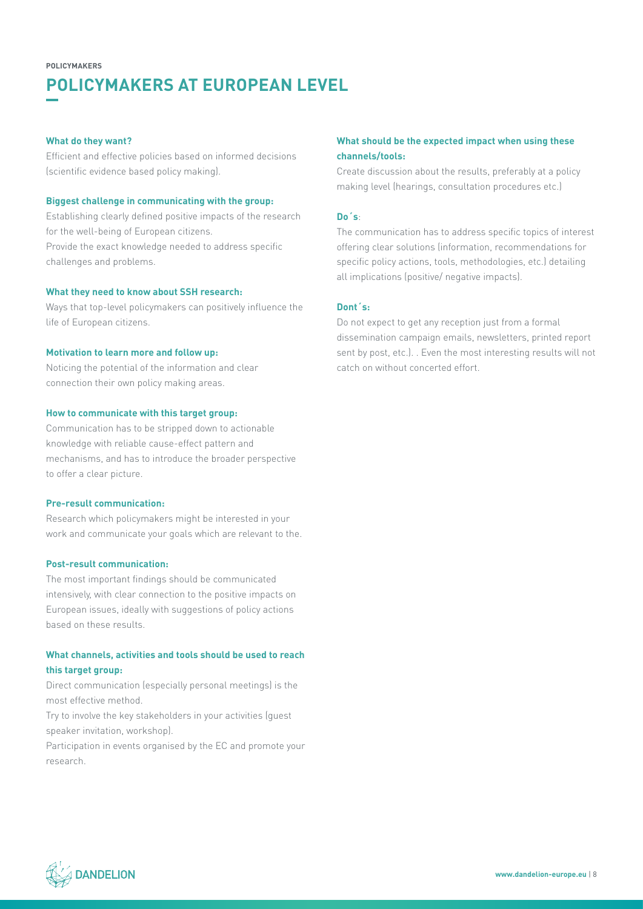POLICYMAKERS

# POLICYMAKERS AT EUROPEAN LEVEL

**What do they want?**

Efficient and effective policies based on informed decisions (scientific evidence based policy making).

**Biggest challenge in communicating with the group:**

Establishing clearly defined positive impacts of the research for the well-being of European citizens.
Provide the exact knowledge needed to address specific challenges and problems.

**What they need to know about SSH research:**

Ways that top-level policymakers can positively influence the life of European citizens.

**Motivation to learn more and follow up:**

Noticing the potential of the information and clear connection their own policy making areas.

**How to communicate with this target group:**

Communication has to be stripped down to actionable knowledge with reliable cause-effect pattern and mechanisms, and has to introduce the broader perspective to offer a clear picture.

**Pre-result communication:**

Research which policymakers might be interested in your work and communicate your goals which are relevant to the.

**Post-result communication:**

The most important findings should be communicated intensively, with clear connection to the positive impacts on European issues, ideally with suggestions of policy actions based on these results.

**What channels, activities and tools should be used to reach this target group:**

Direct communication (especially personal meetings) is the most effective method.
Try to involve the key stakeholders in your activities (guest speaker invitation, workshop).
Participation in events organised by the EC and promote your research.

**What should be the expected impact when using these channels/tools:**

Create discussion about the results, preferably at a policy making level (hearings, consultation procedures etc.)

**Do´s**:

The communication has to address specific topics of interest offering clear solutions (information, recommendations for specific policy actions, tools, methodologies, etc.) detailing all implications (positive/ negative impacts).

**Dont´s:**

Do not expect to get any reception just from a formal dissemination campaign emails, newsletters, printed report sent by post, etc.). . Even the most interesting results will not catch on without concerted effort.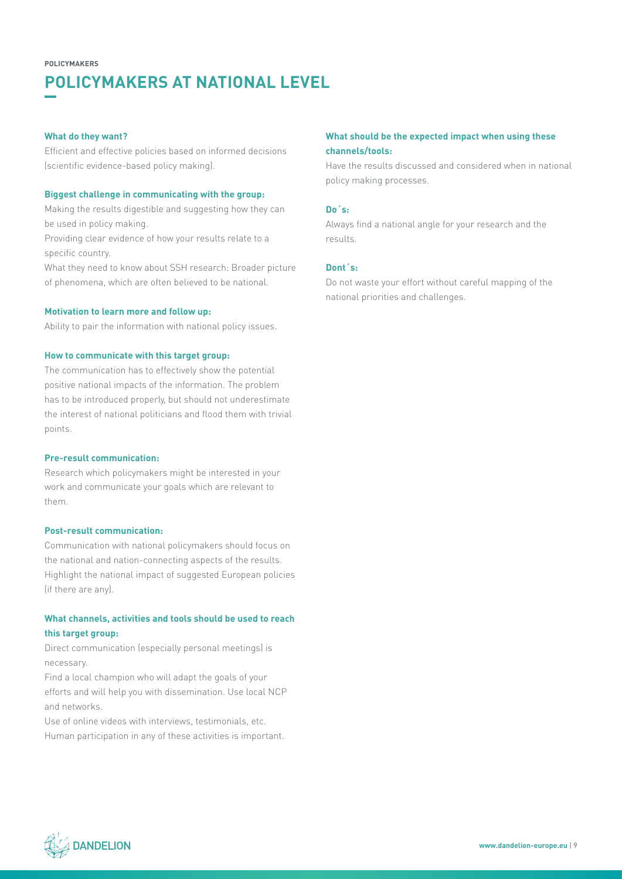POLICYMAKERS

# POLICYMAKERS AT NATIONAL LEVEL

**What do they want?**

Efficient and effective policies based on informed decisions (scientific evidence-based policy making).

**Biggest challenge in communicating with the group:**

Making the results digestible and suggesting how they can be used in policy making.

Providing clear evidence of how your results relate to a specific country.

What they need to know about SSH research: Broader picture of phenomena, which are often believed to be national.

**Motivation to learn more and follow up:**

Ability to pair the information with national policy issues.

**How to communicate with this target group:**

The communication has to effectively show the potential positive national impacts of the information. The problem has to be introduced properly, but should not underestimate the interest of national politicians and flood them with trivial points.

**Pre-result communication:**

Research which policymakers might be interested in your work and communicate your goals which are relevant to them.

**Post-result communication:**

Communication with national policymakers should focus on the national and nation-connecting aspects of the results. Highlight the national impact of suggested European policies (if there are any).

**What channels, activities and tools should be used to reach this target group:**

Direct communication (especially personal meetings) is necessary.

Find a local champion who will adapt the goals of your efforts and will help you with dissemination. Use local NCP and networks.

Use of online videos with interviews, testimonials, etc.

Human participation in any of these activities is important.

**What should be the expected impact when using these channels/tools:**

Have the results discussed and considered when in national policy making processes.

**Do´s:**

Always find a national angle for your research and the results.

**Dont´s:**

Do not waste your effort without careful mapping of the national priorities and challenges.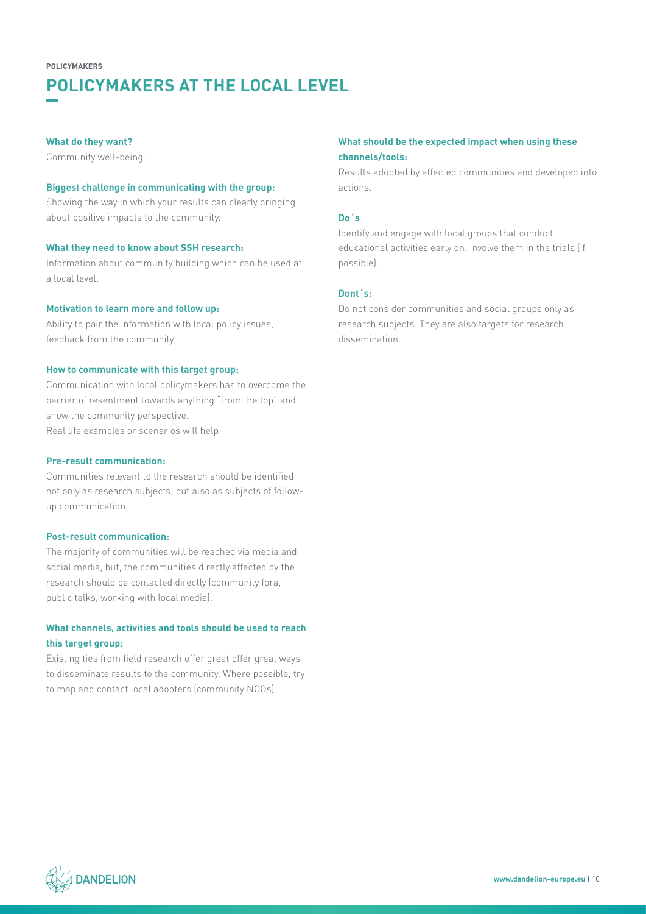POLICYMAKERS

# POLICYMAKERS AT THE LOCAL LEVEL

**What do they want?**

Community well-being.

**Biggest challenge in communicating with the group:**

Showing the way in which your results can clearly bringing about positive impacts to the community.

**What they need to know about SSH research:**

Information about community building which can be used at a local level.

**Motivation to learn more and follow up:**

Ability to pair the information with local policy issues, feedback from the community.

**How to communicate with this target group:**

Communication with local policymakers has to overcome the barrier of resentment towards anything "from the top" and show the community perspective.
Real life examples or scenarios will help.

**Pre-result communication:**

Communities relevant to the research should be identified not only as research subjects, but also as subjects of follow-up communication.

**Post-result communication:**

The majority of communities will be reached via media and social media, but, the communities directly affected by the research should be contacted directly (community fora, public talks, working with local media).

**What channels, activities and tools should be used to reach this target group:**

Existing ties from field research offer great offer great ways to disseminate results to the community. Where possible, try to map and contact local adopters (community NGOs)

**What should be the expected impact when using these channels/tools:**

Results adopted by affected communities and developed into actions.

**Do´s**:

Identify and engage with local groups that conduct educational activities early on. Involve them in the trials (if possible).

**Dont´s:**

Do not consider communities and social groups only as research subjects. They are also targets for research dissemination.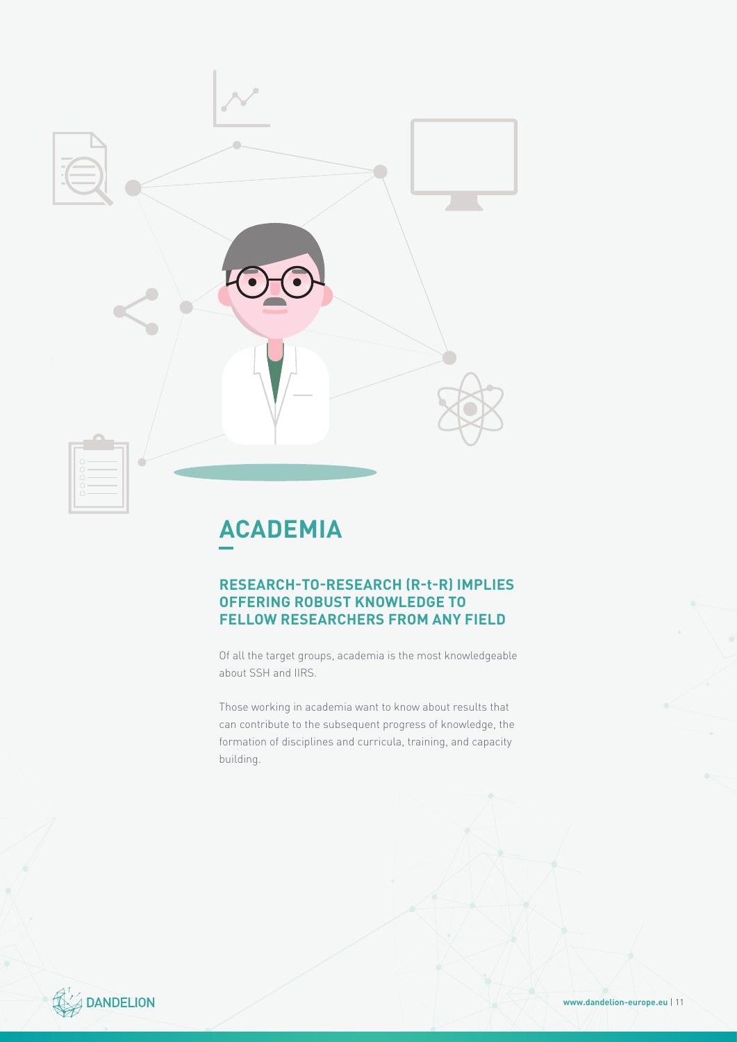# ACADEMIA

## RESEARCH-TO-RESEARCH (R-t-R) IMPLIES OFFERING ROBUST KNOWLEDGE TO FELLOW RESEARCHERS FROM ANY FIELD

Of all the target groups, academia is the most knowledgeable about SSH and IIRS.

Those working in academia want to know about results that can contribute to the subsequent progress of knowledge, the formation of disciplines and curricula, training, and capacity building.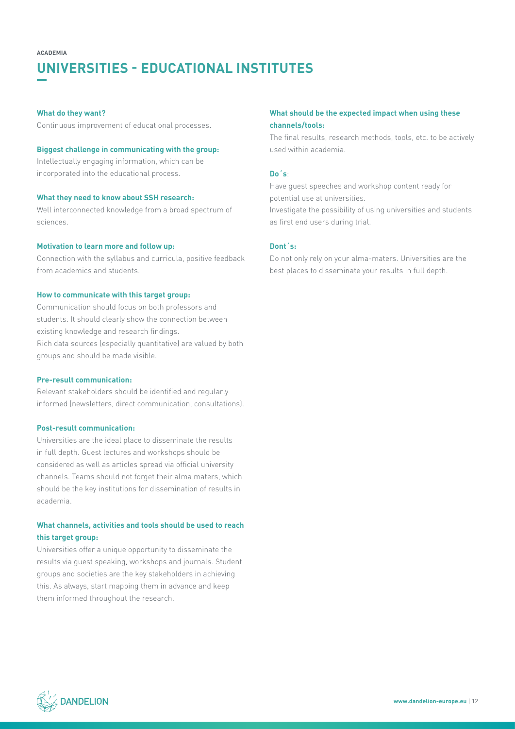ACADEMIA

# UNIVERSITIES - EDUCATIONAL INSTITUTES

**What do they want?**

Continuous improvement of educational processes.

**Biggest challenge in communicating with the group:**

Intellectually engaging information, which can be incorporated into the educational process.

**What they need to know about SSH research:**

Well interconnected knowledge from a broad spectrum of sciences.

**Motivation to learn more and follow up:**

Connection with the syllabus and curricula, positive feedback from academics and students.

**How to communicate with this target group:**

Communication should focus on both professors and students. It should clearly show the connection between existing knowledge and research findings.
Rich data sources (especially quantitative) are valued by both groups and should be made visible.

**Pre-result communication:**

Relevant stakeholders should be identified and regularly informed (newsletters, direct communication, consultations).

**Post-result communication:**

Universities are the ideal place to disseminate the results in full depth. Guest lectures and workshops should be considered as well as articles spread via official university channels. Teams should not forget their alma maters, which should be the key institutions for dissemination of results in academia.

**What channels, activities and tools should be used to reach this target group:**

Universities offer a unique opportunity to disseminate the results via guest speaking, workshops and journals. Student groups and societies are the key stakeholders in achieving this. As always, start mapping them in advance and keep them informed throughout the research.

**What should be the expected impact when using these channels/tools:**

The final results, research methods, tools, etc. to be actively used within academia.

**Do´s**:

Have guest speeches and workshop content ready for potential use at universities.
Investigate the possibility of using universities and students as first end users during trial.

**Dont´s:**

Do not only rely on your alma-maters. Universities are the best places to disseminate your results in full depth.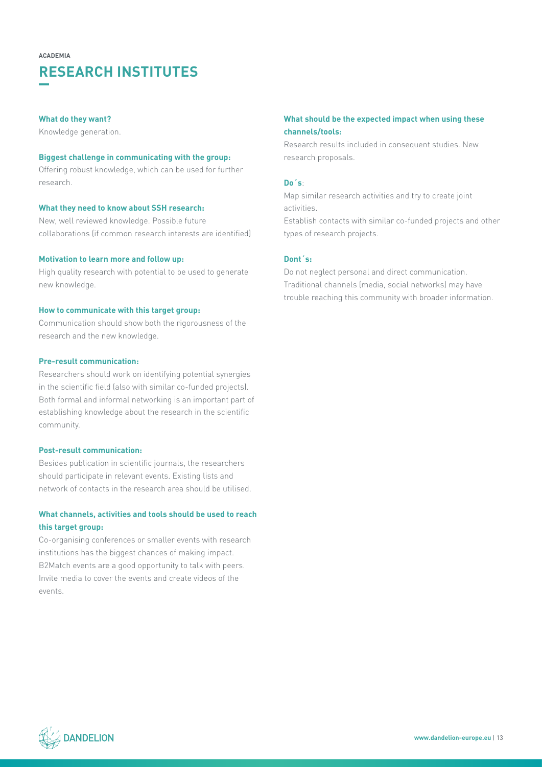ACADEMIA

# RESEARCH INSTITUTES

**What do they want?**

Knowledge generation.

**Biggest challenge in communicating with the group:**

Offering robust knowledge, which can be used for further research.

**What they need to know about SSH research:**

New, well reviewed knowledge. Possible future collaborations (if common research interests are identified)

**Motivation to learn more and follow up:**

High quality research with potential to be used to generate new knowledge.

**How to communicate with this target group:**

Communication should show both the rigorousness of the research and the new knowledge.

**Pre-result communication:**

Researchers should work on identifying potential synergies in the scientific field (also with similar co-funded projects). Both formal and informal networking is an important part of establishing knowledge about the research in the scientific community.

**Post-result communication:**

Besides publication in scientific journals, the researchers should participate in relevant events. Existing lists and network of contacts in the research area should be utilised.

**What channels, activities and tools should be used to reach this target group:**

Co-organising conferences or smaller events with research institutions has the biggest chances of making impact. B2Match events are a good opportunity to talk with peers. Invite media to cover the events and create videos of the events.

**What should be the expected impact when using these channels/tools:**

Research results included in consequent studies. New research proposals.

**Do´s**:

Map similar research activities and try to create joint activities.

Establish contacts with similar co-funded projects and other types of research projects.

**Dont´s:**

Do not neglect personal and direct communication. Traditional channels (media, social networks) may have trouble reaching this community with broader information.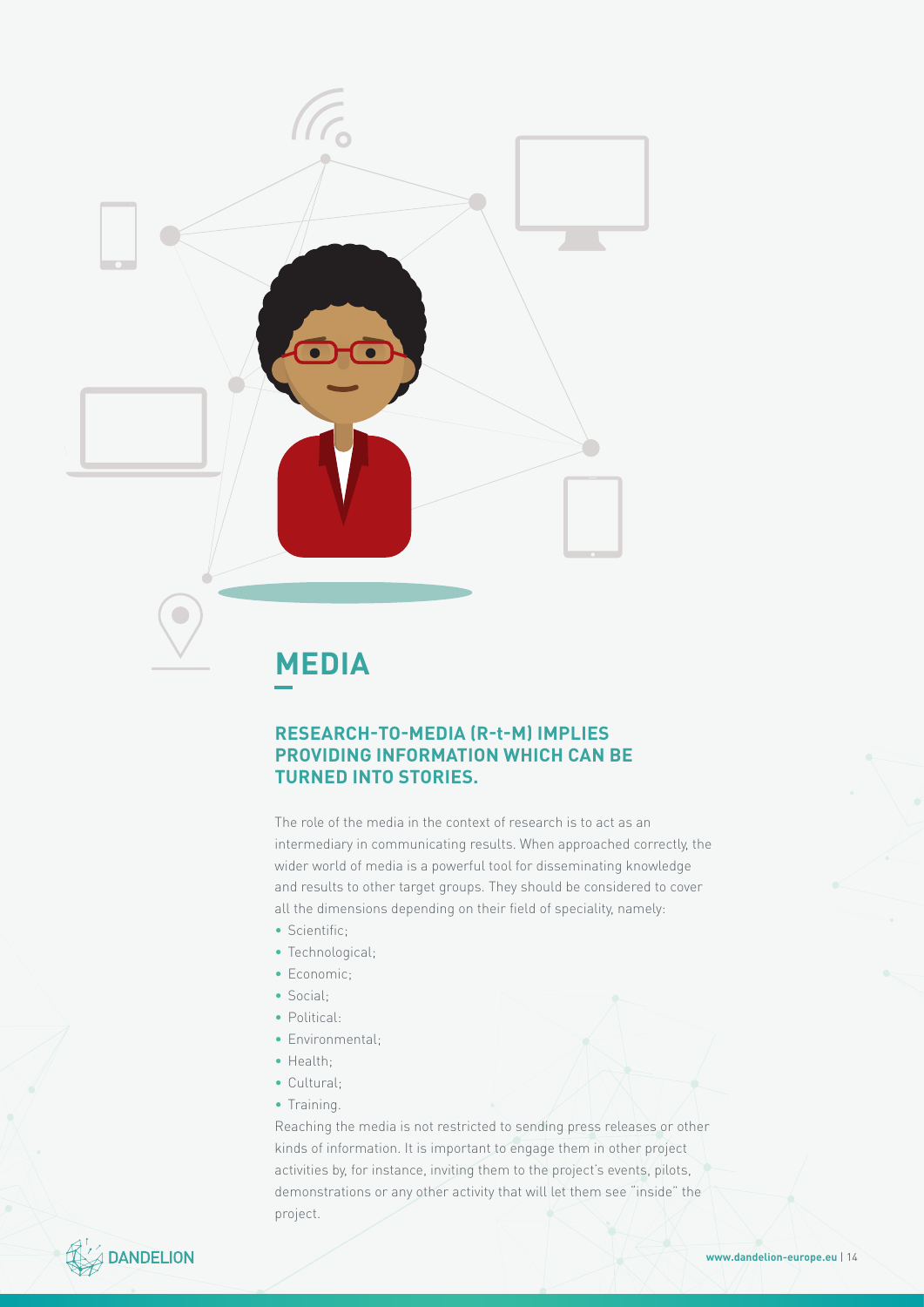# MEDIA

## RESEARCH-TO-MEDIA (R-t-M) IMPLIES PROVIDING INFORMATION WHICH CAN BE TURNED INTO STORIES.

The role of the media in the context of research is to act as an intermediary in communicating results. When approached correctly, the wider world of media is a powerful tool for disseminating knowledge and results to other target groups. They should be considered to cover all the dimensions depending on their field of speciality, namely:

- Scientific;
- Technological;
- Economic;
- Social;
- Political:
- Environmental;
- Health;
- Cultural;
- Training.

Reaching the media is not restricted to sending press releases or other kinds of information. It is important to engage them in other project activities by, for instance, inviting them to the project's events, pilots, demonstrations or any other activity that will let them see "inside" the project.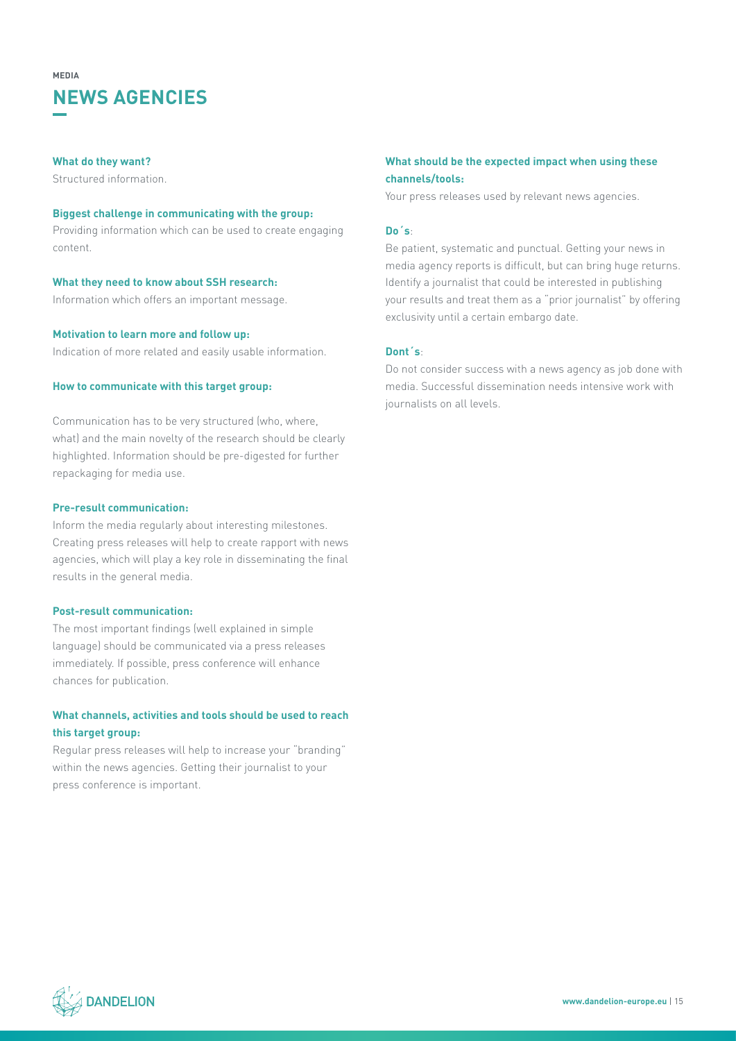MEDIA

# NEWS AGENCIES

**What do they want?**
Structured information.

**Biggest challenge in communicating with the group:**
Providing information which can be used to create engaging content.

**What they need to know about SSH research:**
Information which offers an important message.

**Motivation to learn more and follow up:**
Indication of more related and easily usable information.

**How to communicate with this target group:**

Communication has to be very structured (who, where, what) and the main novelty of the research should be clearly highlighted. Information should be pre-digested for further repackaging for media use.

**Pre-result communication:**
Inform the media regularly about interesting milestones. Creating press releases will help to create rapport with news agencies, which will play a key role in disseminating the final results in the general media.

**Post-result communication:**
The most important findings (well explained in simple language) should be communicated via a press releases immediately. If possible, press conference will enhance chances for publication.

**What channels, activities and tools should be used to reach this target group:**
Regular press releases will help to increase your "branding" within the news agencies. Getting their journalist to your press conference is important.

**What should be the expected impact when using these channels/tools:**
Your press releases used by relevant news agencies.

**Do´s**:
Be patient, systematic and punctual. Getting your news in media agency reports is difficult, but can bring huge returns. Identify a journalist that could be interested in publishing your results and treat them as a "prior journalist" by offering exclusivity until a certain embargo date.

**Dont´s**:
Do not consider success with a news agency as job done with media. Successful dissemination needs intensive work with journalists on all levels.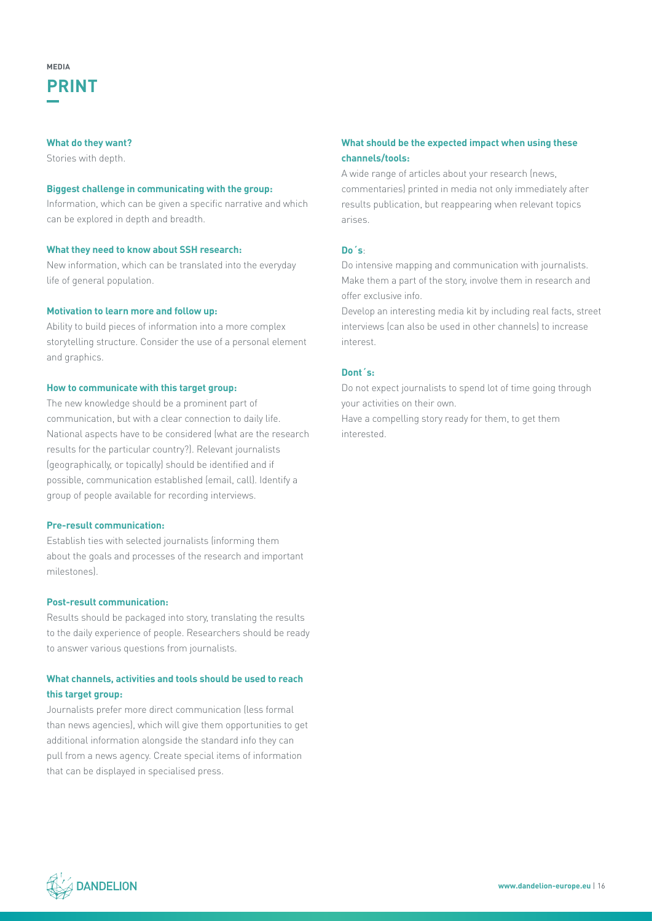MEDIA

# PRINT

**What do they want?**

Stories with depth.

**Biggest challenge in communicating with the group:**

Information, which can be given a specific narrative and which can be explored in depth and breadth.

**What they need to know about SSH research:**

New information, which can be translated into the everyday life of general population.

**Motivation to learn more and follow up:**

Ability to build pieces of information into a more complex storytelling structure. Consider the use of a personal element and graphics.

**How to communicate with this target group:**

The new knowledge should be a prominent part of communication, but with a clear connection to daily life. National aspects have to be considered (what are the research results for the particular country?). Relevant journalists (geographically, or topically) should be identified and if possible, communication established (email, call). Identify a group of people available for recording interviews.

**Pre-result communication:**

Establish ties with selected journalists (informing them about the goals and processes of the research and important milestones).

**Post-result communication:**

Results should be packaged into story, translating the results to the daily experience of people. Researchers should be ready to answer various questions from journalists.

**What channels, activities and tools should be used to reach this target group:**

Journalists prefer more direct communication (less formal than news agencies), which will give them opportunities to get additional information alongside the standard info they can pull from a news agency. Create special items of information that can be displayed in specialised press.

**What should be the expected impact when using these channels/tools:**

A wide range of articles about your research (news, commentaries) printed in media not only immediately after results publication, but reappearing when relevant topics arises.

**Do´s**:

Do intensive mapping and communication with journalists. Make them a part of the story, involve them in research and offer exclusive info.

Develop an interesting media kit by including real facts, street interviews (can also be used in other channels) to increase interest.

**Dont´s:**

Do not expect journalists to spend lot of time going through your activities on their own.

Have a compelling story ready for them, to get them interested.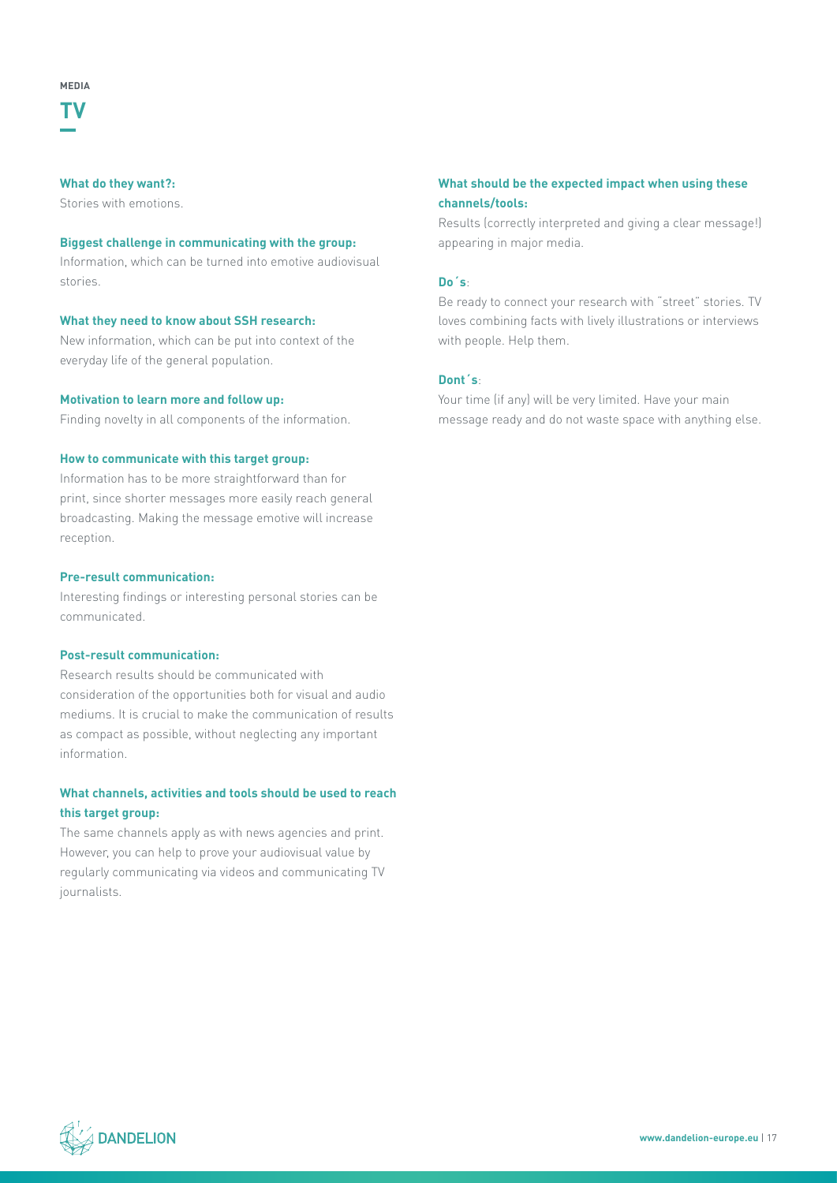MEDIA

# TV

**What do they want?:**
Stories with emotions.

**Biggest challenge in communicating with the group:**
Information, which can be turned into emotive audiovisual stories.

**What they need to know about SSH research:**
New information, which can be put into context of the everyday life of the general population.

**Motivation to learn more and follow up:**
Finding novelty in all components of the information.

**How to communicate with this target group:**
Information has to be more straightforward than for print, since shorter messages more easily reach general broadcasting. Making the message emotive will increase reception.

**Pre-result communication:**
Interesting findings or interesting personal stories can be communicated.

**Post-result communication:**
Research results should be communicated with consideration of the opportunities both for visual and audio mediums. It is crucial to make the communication of results as compact as possible, without neglecting any important information.

**What channels, activities and tools should be used to reach this target group:**
The same channels apply as with news agencies and print. However, you can help to prove your audiovisual value by regularly communicating via videos and communicating TV journalists.

**What should be the expected impact when using these channels/tools:**
Results (correctly interpreted and giving a clear message!) appearing in major media.

**Do´s**:
Be ready to connect your research with "street" stories. TV loves combining facts with lively illustrations or interviews with people. Help them.

**Dont´s**:
Your time (if any) will be very limited. Have your main message ready and do not waste space with anything else.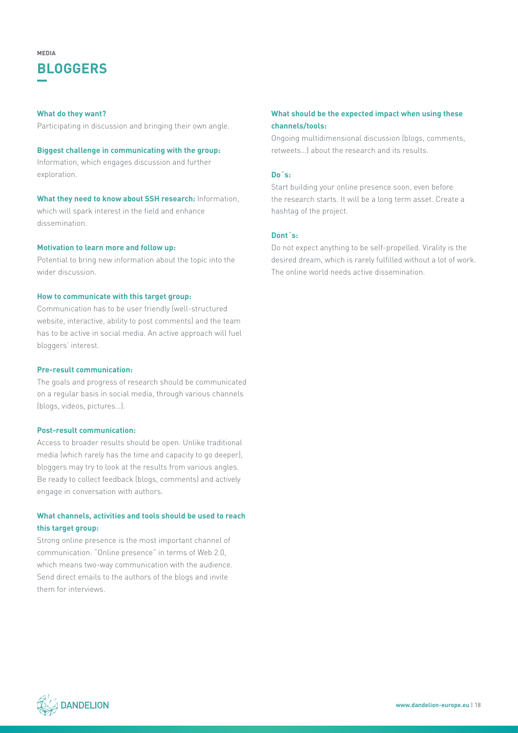MEDIA

# BLOGGERS

**What do they want?**

Participating in discussion and bringing their own angle.

**Biggest challenge in communicating with the group:**

Information, which engages discussion and further exploration.

**What they need to know about SSH research:** Information, which will spark interest in the field and enhance dissemination.

**Motivation to learn more and follow up:**

Potential to bring new information about the topic into the wider discussion.

**How to communicate with this target group:**

Communication has to be user friendly (well-structured website, interactive, ability to post comments) and the team has to be active in social media. An active approach will fuel bloggers' interest.

**Pre-result communication:**

The goals and progress of research should be communicated on a regular basis in social media, through various channels (blogs, videos, pictures…).

**Post-result communication:**

Access to broader results should be open. Unlike traditional media (which rarely has the time and capacity to go deeper), bloggers may try to look at the results from various angles. Be ready to collect feedback (blogs, comments) and actively engage in conversation with authors.

**What channels, activities and tools should be used to reach this target group:**

Strong online presence is the most important channel of communication. "Online presence" in terms of Web 2.0, which means two-way communication with the audience. Send direct emails to the authors of the blogs and invite them for interviews.

**What should be the expected impact when using these channels/tools:**

Ongoing multidimensional discussion (blogs, comments, retweets…) about the research and its results.

**Do´s:**

Start building your online presence soon, even before the research starts. It will be a long term asset. Create a hashtag of the project.

**Dont´s:**

Do not expect anything to be self-propelled. Virality is the desired dream, which is rarely fulfilled without a lot of work. The online world needs active dissemination.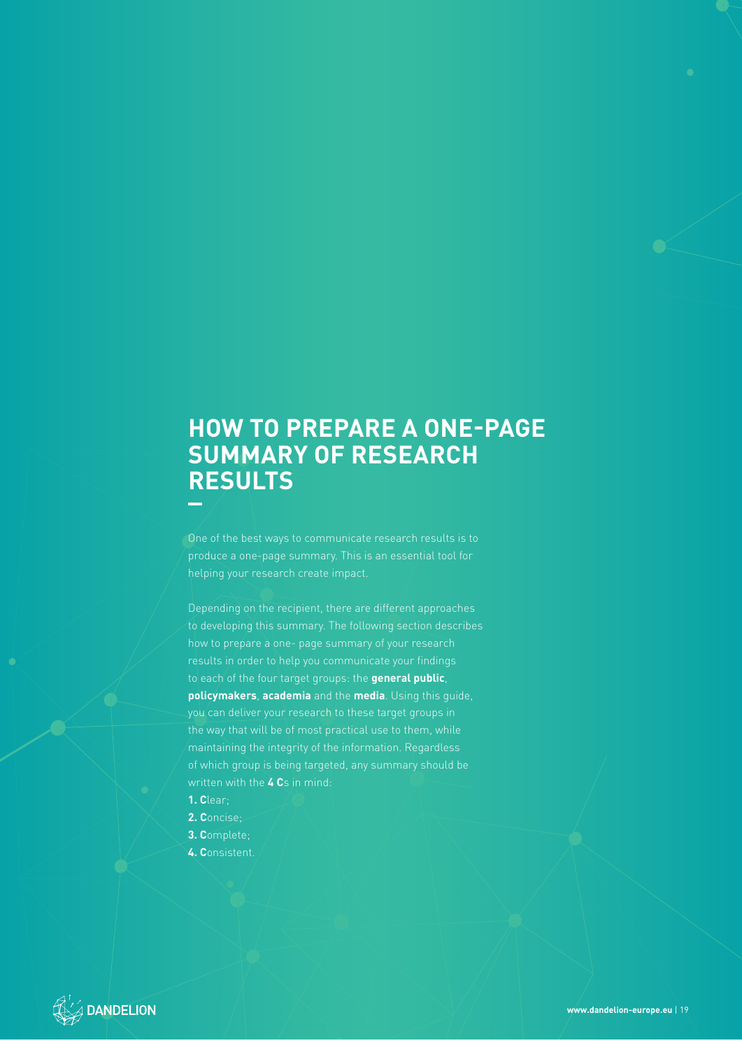# HOW TO PREPARE A ONE-PAGE SUMMARY OF RESEARCH RESULTS

One of the best ways to communicate research results is to produce a one-page summary. This is an essential tool for helping your research create impact.

Depending on the recipient, there are different approaches to developing this summary. The following section describes how to prepare a one- page summary of your research results in order to help you communicate your findings to each of the four target groups: the **general public**, **policymakers**, **academia** and the **media**. Using this guide, you can deliver your research to these target groups in the way that will be of most practical use to them, while maintaining the integrity of the information. Regardless of which group is being targeted, any summary should be written with the **4 C**s in mind:

1. **C**lear;
2. **C**oncise;
3. **C**omplete;
4. **C**onsistent.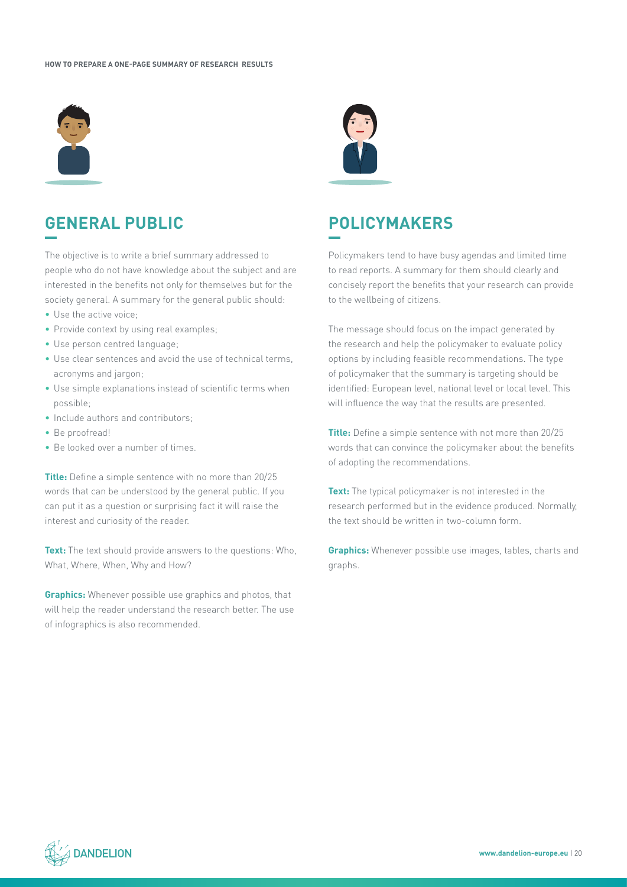## GENERAL PUBLIC

The objective is to write a brief summary addressed to people who do not have knowledge about the subject and are interested in the benefits not only for themselves but for the society general. A summary for the general public should:

- Use the active voice;
- Provide context by using real examples;
- Use person centred language;
- Use clear sentences and avoid the use of technical terms, acronyms and jargon;
- Use simple explanations instead of scientific terms when possible;
- Include authors and contributors;
- Be proofread!
- Be looked over a number of times.

**Title:** Define a simple sentence with no more than 20/25 words that can be understood by the general public. If you can put it as a question or surprising fact it will raise the interest and curiosity of the reader.

**Text:** The text should provide answers to the questions: Who, What, Where, When, Why and How?

**Graphics:** Whenever possible use graphics and photos, that will help the reader understand the research better. The use of infographics is also recommended.

## POLICYMAKERS

Policymakers tend to have busy agendas and limited time to read reports. A summary for them should clearly and concisely report the benefits that your research can provide to the wellbeing of citizens.

The message should focus on the impact generated by the research and help the policymaker to evaluate policy options by including feasible recommendations. The type of policymaker that the summary is targeting should be identified: European level, national level or local level. This will influence the way that the results are presented.

**Title:** Define a simple sentence with not more than 20/25 words that can convince the policymaker about the benefits of adopting the recommendations.

**Text:** The typical policymaker is not interested in the research performed but in the evidence produced. Normally, the text should be written in two-column form.

**Graphics:** Whenever possible use images, tables, charts and graphs.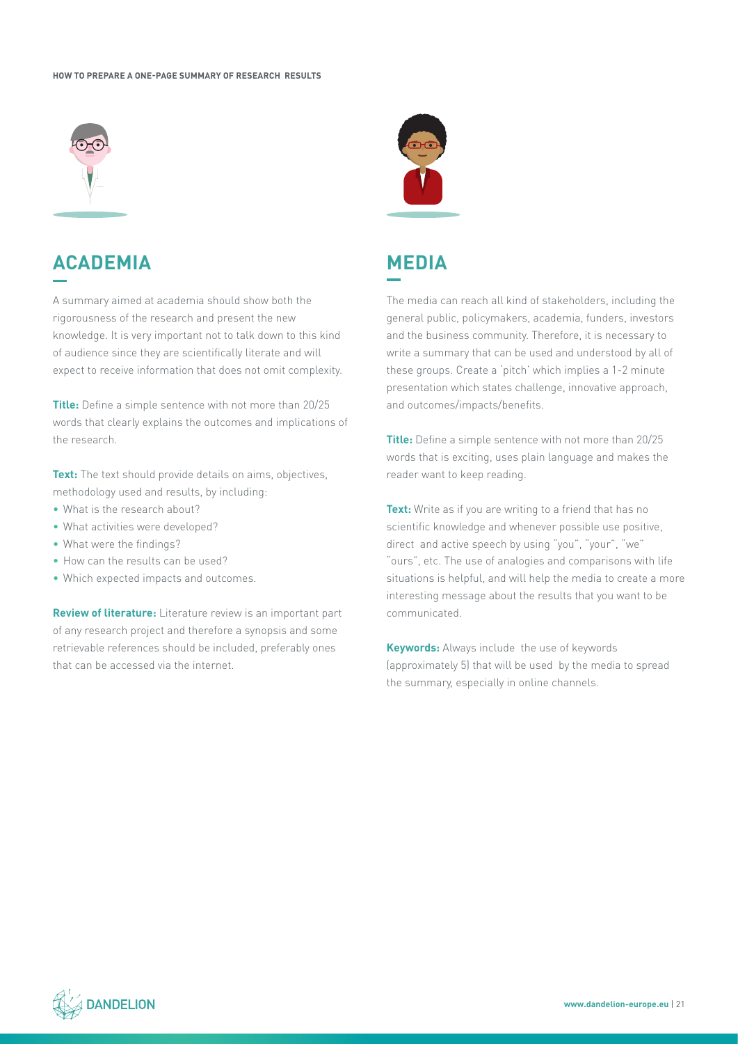## ACADEMIA

A summary aimed at academia should show both the rigorousness of the research and present the new knowledge. It is very important not to talk down to this kind of audience since they are scientifically literate and will expect to receive information that does not omit complexity.

**Title:** Define a simple sentence with not more than 20/25 words that clearly explains the outcomes and implications of the research.

**Text:** The text should provide details on aims, objectives, methodology used and results, by including:

- What is the research about?
- What activities were developed?
- What were the findings?
- How can the results can be used?
- Which expected impacts and outcomes.

**Review of literature:** Literature review is an important part of any research project and therefore a synopsis and some retrievable references should be included, preferably ones that can be accessed via the internet.

## MEDIA

The media can reach all kind of stakeholders, including the general public, policymakers, academia, funders, investors and the business community. Therefore, it is necessary to write a summary that can be used and understood by all of these groups. Create a 'pitch' which implies a 1-2 minute presentation which states challenge, innovative approach, and outcomes/impacts/benefits.

**Title:** Define a simple sentence with not more than 20/25 words that is exciting, uses plain language and makes the reader want to keep reading.

**Text:** Write as if you are writing to a friend that has no scientific knowledge and whenever possible use positive, direct and active speech by using "you", "your", "we" "ours", etc. The use of analogies and comparisons with life situations is helpful, and will help the media to create a more interesting message about the results that you want to be communicated.

**Keywords:** Always include the use of keywords (approximately 5) that will be used by the media to spread the summary, especially in online channels.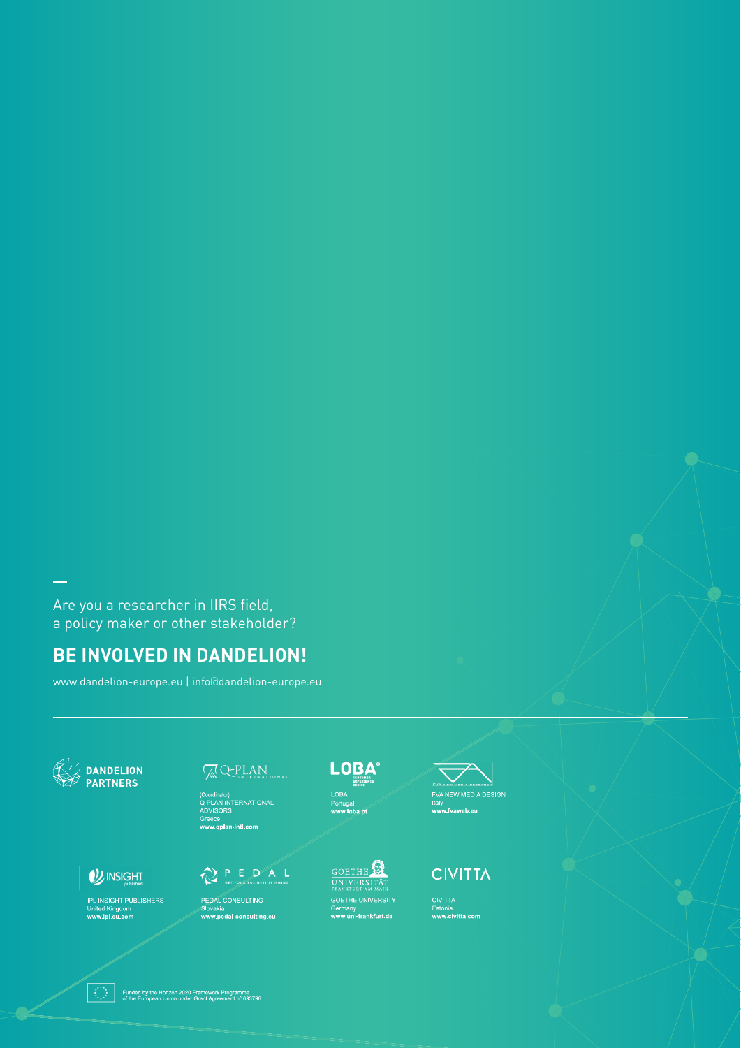Are you a researcher in IIRS field, a policy maker or other stakeholder?

## BE INVOLVED IN DANDELION!

www.dandelion-europe.eu | info@dandelion-europe.eu

**DANDELION PARTNERS**

(Coordinator)
Q-PLAN INTERNATIONAL ADVISORS
Greece
**www.qplan-intl.com**

LOBA
Portugal
**www.loba.pt**

FVA NEW MEDIA DESIGN
Italy
**www.fvaweb.eu**

IPL INSIGHT PUBLISHERS
United Kingdom
**www.ipl.eu.com**

PEDAL CONSULTING
Slovakia
**www.pedal-consulting.eu**

GOETHE UNIVERSITY
Germany
**www.uni-frankfurt.de**

CIVITTA
Estonia
**www.civitta.com**

Funded by the Horizon 2020 Framework Programme of the European Union under Grant Agreement nº 693796